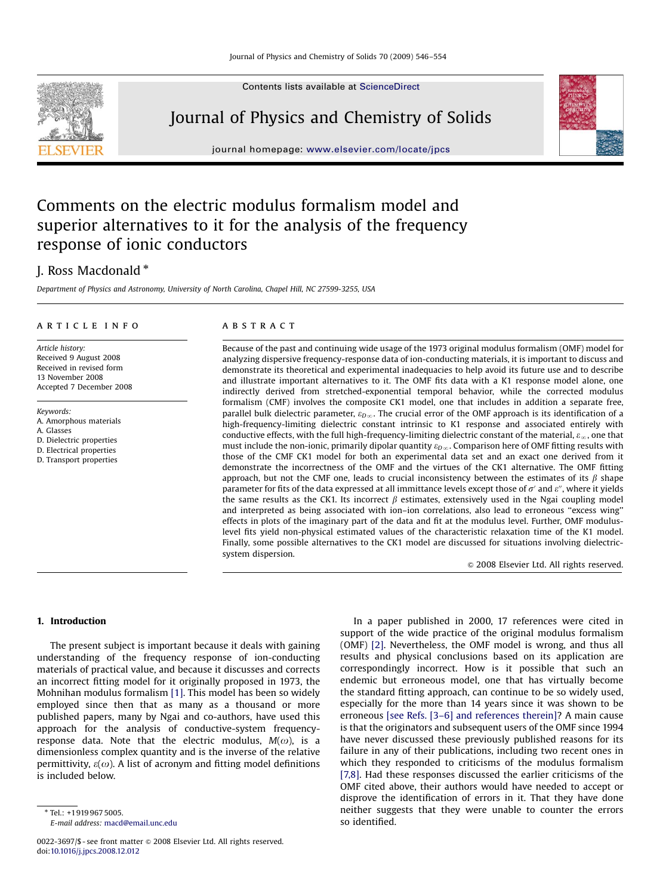# Comments on the electric modulus formalism model and superior alternatives to it for the analysis of the frequency response of ionic conductors

J. Ross Macdonald *

*Department of Physics and Astronomy, University of North Carolina, Chapel Hill, NC 27599-3255, USA*

## ARTICLE INFO

*Article history:*
Received 9 August 2008
Received in revised form
13 November 2008
Accepted 7 December 2008

*Keywords:*
A. Amorphous materials
A. Glasses
D. Dielectric properties
D. Electrical properties
D. Transport properties

## ABSTRACT

Because of the past and continuing wide usage of the 1973 original modulus formalism (OMF) model for analyzing dispersive frequency-response data of ion-conducting materials, it is important to discuss and demonstrate its theoretical and experimental inadequacies to help avoid its future use and to describe and illustrate important alternatives to it. The OMF fits data with a K1 response model alone, one indirectly derived from stretched-exponential temporal behavior, while the corrected modulus formalism (CMF) involves the composite CK1 model, one that includes in addition a separate free, parallel bulk dielectric parameter, $\varepsilon_{D\infty}$. The crucial error of the OMF approach is its identification of a high-frequency-limiting dielectric constant intrinsic to K1 response and associated entirely with conductive effects, with the full high-frequency-limiting dielectric constant of the material, $\varepsilon_{\infty}$, one that must include the non-ionic, primarily dipolar quantity $\varepsilon_{D\infty}$. Comparison here of OMF fitting results with those of the CMF CK1 model for both an experimental data set and an exact one derived from it demonstrate the incorrectness of the OMF and the virtues of the CK1 alternative. The OMF fitting approach, but not the CMF one, leads to crucial inconsistency between the estimates of its $\beta$ shape parameter for fits of the data expressed at all immittance levels except those of $\sigma'$ and $\varepsilon''$, where it yields the same results as the CK1. Its incorrect $\beta$ estimates, extensively used in the Ngai coupling model and interpreted as being associated with ion–ion correlations, also lead to erroneous "excess wing" effects in plots of the imaginary part of the data and fit at the modulus level. Further, OMF modulus-level fits yield non-physical estimated values of the characteristic relaxation time of the K1 model. Finally, some possible alternatives to the CK1 model are discussed for situations involving dielectric-system dispersion.

© 2008 Elsevier Ltd. All rights reserved.

## 1. Introduction

The present subject is important because it deals with gaining understanding of the frequency response of ion-conducting materials of practical value, and because it discusses and corrects an incorrect fitting model for it originally proposed in 1973, the Mohnihan modulus formalism [1]. This model has been so widely employed since then that as many as a thousand or more published papers, many by Ngai and co-authors, have used this approach for the analysis of conductive-system frequency-response data. Note that the electric modulus, $M(\omega)$, is a dimensionless complex quantity and is the inverse of the relative permittivity, $\varepsilon(\omega)$. A list of acronym and fitting model definitions is included below.

In a paper published in 2000, 17 references were cited in support of the wide practice of the original modulus formalism (OMF) [2]. Nevertheless, the OMF model is wrong, and thus all results and physical conclusions based on its application are correspondingly incorrect. How is it possible that such an endemic but erroneous model, one that has virtually become the standard fitting approach, can continue to be so widely used, especially for the more than 14 years since it was shown to be erroneous [see Refs. [3–6] and references therein]? A main cause is that the originators and subsequent users of the OMF since 1994 have never discussed these previously published reasons for its failure in any of their publications, including two recent ones in which they responded to criticisms of the modulus formalism [7,8]. Had these responses discussed the earlier criticisms of the OMF cited above, their authors would have needed to accept or disprove the identification of errors in it. That they have done neither suggests that they were unable to counter the errors so identified.

* Tel.: +1 919 967 5005.
*E-mail address:* macd@email.unc.edu

0022-3697/$ - see front matter © 2008 Elsevier Ltd. All rights reserved.
doi:10.1016/j.jpcs.2008.12.012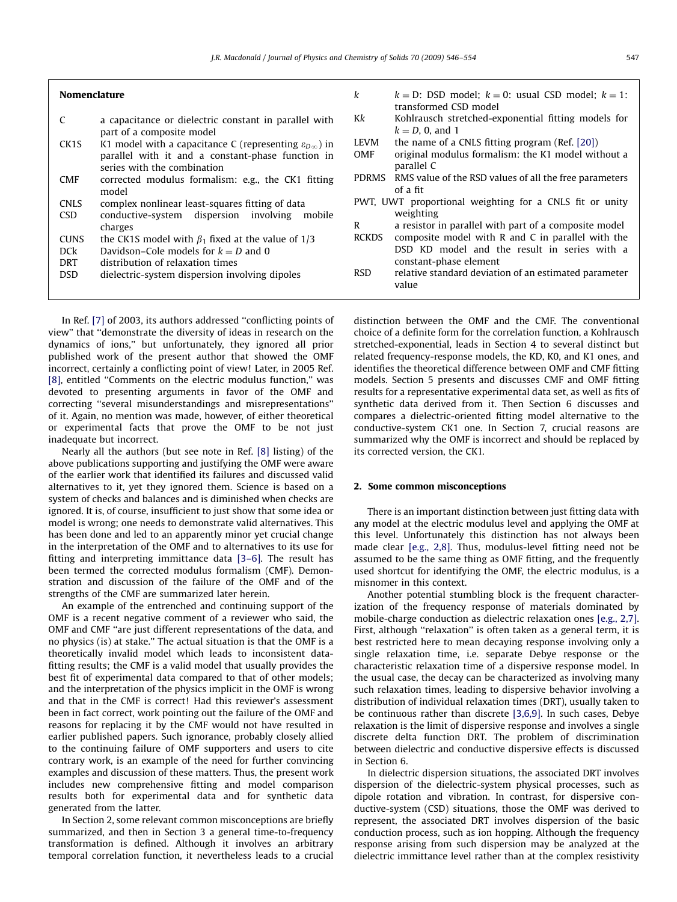## Nomenclature

| | |
|---|---|
| C | a capacitance or dielectric constant in parallel with part of a composite model |
| CK1S | K1 model with a capacitance C (representing $\varepsilon_{D\infty}$) in parallel with a constant-phase function in series with the combination |
| CMF | corrected modulus formalism: e.g., the CK1 fitting model |
| CNLS | complex nonlinear least-squares fitting of data |
| CSD | conductive-system dispersion involving mobile charges |
| CUNS | the CK1S model with $\beta_1$ fixed at the value of 1/3 |
| DC*k* | Davidson–Cole models for $k = D$ and 0 |
| DRT | distribution of relaxation times |
| DSD | dielectric-system dispersion involving dipoles |
| *k* | $k = $ D: DSD model; $k = 0$: usual CSD model; $k = 1$: transformed CSD model |
| K*k* | Kohlrausch stretched-exponential fitting models for $k = D$, 0, and 1 |
| LEVM | the name of a CNLS fitting program (Ref. [20]) |
| OMF | original modulus formalism: the K1 model without a parallel C |
| PDRMS | RMS value of the RSD values of all the free parameters of a fit |
| PWT, UWT | proportional weighting for a CNLS fit or unity weighting |
| R | a resistor in parallel with part of a composite model |
| RCKDS | composite model with R and C in parallel with the DSD KD model and the result in series with a constant-phase element |
| RSD | relative standard deviation of an estimated parameter value |

In Ref. [7] of 2003, its authors addressed "conflicting points of view" that "demonstrate the diversity of ideas in research on the dynamics of ions," but unfortunately, they ignored all prior published work of the present author that showed the OMF incorrect, certainly a conflicting point of view! Later, in 2005 Ref. [8], entitled "Comments on the electric modulus function," was devoted to presenting arguments in favor of the OMF and correcting "several misunderstandings and misrepresentations" of it. Again, no mention was made, however, of either theoretical or experimental facts that prove the OMF to be not just inadequate but incorrect.

Nearly all the authors (but see note in Ref. [8] listing) of the above publications supporting and justifying the OMF were aware of the earlier work that identified its failures and discussed valid alternatives to it, yet they ignored them. Science is based on a system of checks and balances and is diminished when checks are ignored. It is, of course, insufficient to just show that some idea or model is wrong; one needs to demonstrate valid alternatives. This has been done and led to an apparently minor yet crucial change in the interpretation of the OMF and to alternatives to its use for fitting and interpreting immittance data [3–6]. The result has been termed the corrected modulus formalism (CMF). Demonstration and discussion of the failure of the OMF and of the strengths of the CMF are summarized later herein.

An example of the entrenched and continuing support of the OMF is a recent negative comment of a reviewer who said, the OMF and CMF "are just different representations of the data, and no physics (is) at stake." The actual situation is that the OMF is a theoretically invalid model which leads to inconsistent data-fitting results; the CMF is a valid model that usually provides the best fit of experimental data compared to that of other models; and the interpretation of the physics implicit in the OMF is wrong and that in the CMF is correct! Had this reviewer's assessment been in fact correct, work pointing out the failure of the OMF and reasons for replacing it by the CMF would not have resulted in earlier published papers. Such ignorance, probably closely allied to the continuing failure of OMF supporters and users to cite contrary work, is an example of the need for further convincing examples and discussion of these matters. Thus, the present work includes new comprehensive fitting and model comparison results both for experimental data and for synthetic data generated from the latter.

In Section 2, some relevant common misconceptions are briefly summarized, and then in Section 3 a general time-to-frequency transformation is defined. Although it involves an arbitrary temporal correlation function, it nevertheless leads to a crucial distinction between the OMF and the CMF. The conventional choice of a definite form for the correlation function, a Kohlrausch stretched-exponential, leads in Section 4 to several distinct but related frequency-response models, the KD, K0, and K1 ones, and identifies the theoretical difference between OMF and CMF fitting models. Section 5 presents and discusses CMF and OMF fitting results for a representative experimental data set, as well as fits of synthetic data derived from it. Then Section 6 discusses and compares a dielectric-oriented fitting model alternative to the conductive-system CK1 one. In Section 7, crucial reasons are summarized why the OMF is incorrect and should be replaced by its corrected version, the CK1.

## 2. Some common misconceptions

There is an important distinction between just fitting data with any model at the electric modulus level and applying the OMF at this level. Unfortunately this distinction has not always been made clear [e.g., 2,8]. Thus, modulus-level fitting need not be assumed to be the same thing as OMF fitting, and the frequently used shortcut for identifying the OMF, the electric modulus, is a misnomer in this context.

Another potential stumbling block is the frequent characterization of the frequency response of materials dominated by mobile-charge conduction as dielectric relaxation ones [e.g., 2,7]. First, although "relaxation" is often taken as a general term, it is best restricted here to mean decaying response involving only a single relaxation time, i.e. separate Debye response or the characteristic relaxation time of a dispersive response model. In the usual case, the decay can be characterized as involving many such relaxation times, leading to dispersive behavior involving a distribution of individual relaxation times (DRT), usually taken to be continuous rather than discrete [3,6,9]. In such cases, Debye relaxation is the limit of dispersive response and involves a single discrete delta function DRT. The problem of discrimination between dielectric and conductive dispersive effects is discussed in Section 6.

In dielectric dispersion situations, the associated DRT involves dispersion of the dielectric-system physical processes, such as dipole rotation and vibration. In contrast, for dispersive conductive-system (CSD) situations, those the OMF was derived to represent, the associated DRT involves dispersion of the basic conduction process, such as ion hopping. Although the frequency response arising from such dispersion may be analyzed at the dielectric immittance level rather than at the complex resistivity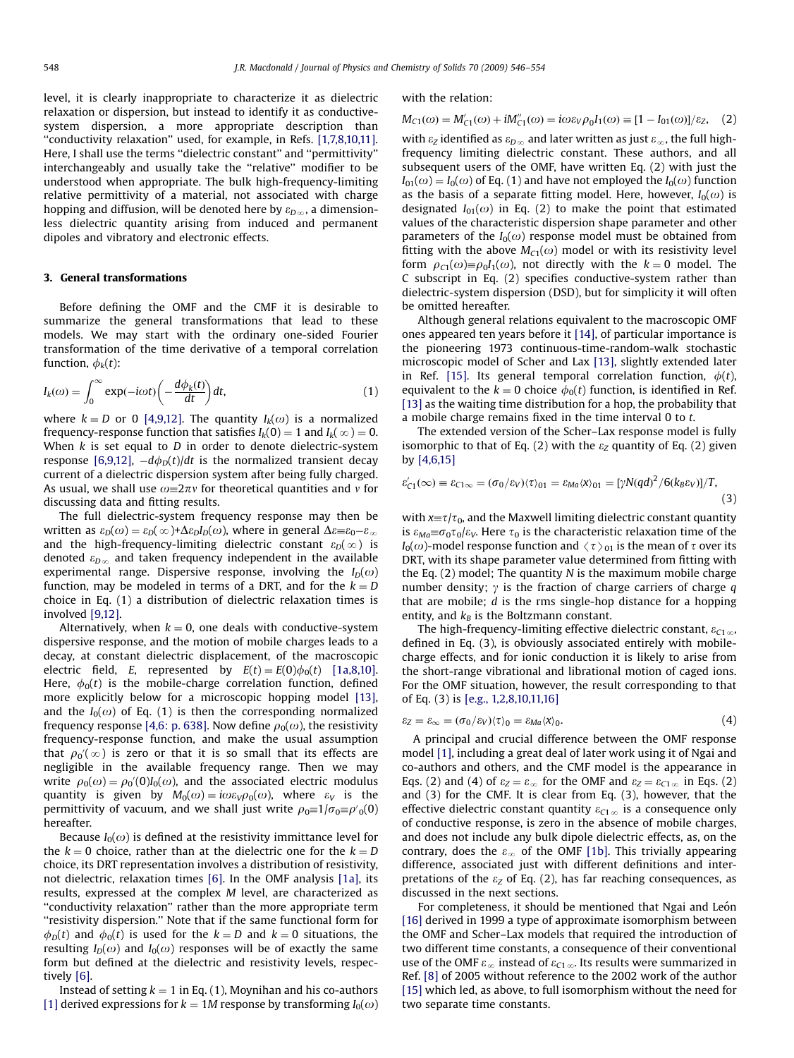level, it is clearly inappropriate to characterize it as dielectric relaxation or dispersion, but instead to identify it as conductive-system dispersion, a more appropriate description than "conductivity relaxation" used, for example, in Refs. [1,7,8,10,11]. Here, I shall use the terms "dielectric constant" and "permittivity" interchangeably and usually take the "relative" modifier to be understood when appropriate. The bulk high-frequency-limiting relative permittivity of a material, not associated with charge hopping and diffusion, will be denoted here by $\varepsilon_{D\infty}$, a dimensionless dielectric quantity arising from induced and permanent dipoles and vibratory and electronic effects.

## 3. General transformations

Before defining the OMF and the CMF it is desirable to summarize the general transformations that lead to these models. We may start with the ordinary one-sided Fourier transformation of the time derivative of a temporal correlation function, $\phi_k(t)$:

$$I_k(\omega) = \int_0^\infty \exp(-i\omega t)\left(-\frac{d\phi_k(t)}{dt}\right)dt, \tag{1}$$

where $k = D$ or 0 [4,9,12]. The quantity $I_k(\omega)$ is a normalized frequency-response function that satisfies $I_k(0) = 1$ and $I_k(\infty) = 0$. When $k$ is set equal to $D$ in order to denote dielectric-system response [6,9,12], $-d\phi_D(t)/dt$ is the normalized transient decay current of a dielectric dispersion system after being fully charged. As usual, we shall use $\omega \equiv 2\pi\nu$ for theoretical quantities and $\nu$ for discussing data and fitting results.

The full dielectric-system frequency response may then be written as $\varepsilon_D(\omega) = \varepsilon_D(\infty) + \Delta\varepsilon_D I_D(\omega)$, where in general $\Delta\varepsilon \equiv \varepsilon_0 - \varepsilon_\infty$ and the high-frequency-limiting dielectric constant $\varepsilon_D(\infty)$ is denoted $\varepsilon_{D\infty}$ and taken frequency independent in the available experimental range. Dispersive response, involving the $I_D(\omega)$ function, may be modeled in terms of a DRT, and for the $k = D$ choice in Eq. (1) a distribution of dielectric relaxation times is involved [9,12].

Alternatively, when $k = 0$, one deals with conductive-system dispersive response, and the motion of mobile charges leads to a decay, at constant dielectric displacement, of the macroscopic electric field, $E$, represented by $E(t) = E(0)\phi_0(t)$ [1a,8,10]. Here, $\phi_0(t)$ is the mobile-charge correlation function, defined more explicitly below for a microscopic hopping model [13], and the $I_0(\omega)$ of Eq. (1) is then the corresponding normalized frequency response [4,6: p. 638]. Now define $\rho_0(\omega)$, the resistivity frequency-response function, and make the usual assumption that $\rho_0'(\infty)$ is zero or that it is so small that its effects are negligible in the available frequency range. Then we may write $\rho_0(\omega) = \rho_0'(0)I_0(\omega)$, and the associated electric modulus quantity is given by $M_0(\omega) = i\omega\varepsilon_V\rho_0(\omega)$, where $\varepsilon_V$ is the permittivity of vacuum, and we shall just write $\rho_0 \equiv 1/\sigma_0 \equiv \rho'_0(0)$ hereafter.

Because $I_0(\omega)$ is defined at the resistivity immittance level for the $k = 0$ choice, rather than at the dielectric one for the $k = D$ choice, its DRT representation involves a distribution of resistivity, not dielectric, relaxation times [6]. In the OMF analysis [1a], its results, expressed at the complex $M$ level, are characterized as "conductivity relaxation" rather than the more appropriate term "resistivity dispersion." Note that if the same functional form for $\phi_D(t)$ and $\phi_0(t)$ is used for the $k = D$ and $k = 0$ situations, the resulting $I_D(\omega)$ and $I_0(\omega)$ responses will be of exactly the same form but defined at the dielectric and resistivity levels, respectively [6].

Instead of setting $k = 1$ in Eq. (1), Moynihan and his co-authors [1] derived expressions for $k = 1M$ response by transforming $I_0(\omega)$ with the relation:

$$M_{C1}(\omega) = M'_{C1}(\omega) + iM''_{C1}(\omega) = i\omega\varepsilon_V\rho_0 I_1(\omega) \equiv [1 - I_{01}(\omega)]/\varepsilon_Z, \tag{2}$$

with $\varepsilon_Z$ identified as $\varepsilon_{D\infty}$ and later written as just $\varepsilon_\infty$, the full high-frequency limiting dielectric constant. These authors, and all subsequent users of the OMF, have written Eq. (2) with just the $I_{01}(\omega) = I_0(\omega)$ of Eq. (1) and have not employed the $I_0(\omega)$ function as the basis of a separate fitting model. Here, however, $I_0(\omega)$ is designated $I_{01}(\omega)$ in Eq. (2) to make the point that estimated values of the characteristic dispersion shape parameter and other parameters of the $I_0(\omega)$ response model must be obtained from fitting with the above $M_{C1}(\omega)$ model or with its resistivity level form $\rho_{C1}(\omega) \equiv \rho_0 I_1(\omega)$, not directly with the $k = 0$ model. The C subscript in Eq. (2) specifies conductive-system rather than dielectric-system dispersion (DSD), but for simplicity it will often be omitted hereafter.

Although general relations equivalent to the macroscopic OMF ones appeared ten years before it [14], of particular importance is the pioneering 1973 continuous-time-random-walk stochastic microscopic model of Scher and Lax [13], slightly extended later in Ref. [15]. Its general temporal correlation function, $\phi(t)$, equivalent to the $k = 0$ choice $\phi_0(t)$ function, is identified in Ref. [13] as the waiting time distribution for a hop, the probability that a mobile charge remains fixed in the time interval 0 to $t$.

The extended version of the Scher–Lax response model is fully isomorphic to that of Eq. (2) with the $\varepsilon_Z$ quantity of Eq. (2) given by [4,6,15]

$$\varepsilon'_{C1}(\infty) \equiv \varepsilon_{C1\infty} = (\sigma_0/\varepsilon_V)\langle\tau\rangle_{01} = \varepsilon_{Ma}\langle x\rangle_{01} = [\gamma N(qd)^2/6(k_B\varepsilon_V)]/T, \tag{3}$$

with $x \equiv \tau/\tau_0$, and the Maxwell limiting dielectric constant quantity is $\varepsilon_{Ma} \equiv \sigma_0\tau_0/\varepsilon_V$. Here $\tau_0$ is the characteristic relaxation time of the $I_0(\omega)$-model response function and $\langle\tau\rangle_{01}$ is the mean of $\tau$ over its DRT, with its shape parameter value determined from fitting with the Eq. (2) model; The quantity $N$ is the maximum mobile charge number density; $\gamma$ is the fraction of charge carriers of charge $q$ that are mobile; $d$ is the rms single-hop distance for a hopping entity, and $k_B$ is the Boltzmann constant.

The high-frequency-limiting effective dielectric constant, $\varepsilon_{C1\infty}$, defined in Eq. (3), is obviously associated entirely with mobile-charge effects, and for ionic conduction it is likely to arise from the short-range vibrational and librational motion of caged ions. For the OMF situation, however, the result corresponding to that of Eq. (3) is [e.g., 1,2,8,10,11,16]

$$\varepsilon_Z = \varepsilon_\infty = (\sigma_0/\varepsilon_V)\langle\tau\rangle_0 = \varepsilon_{Ma}\langle x\rangle_0. \tag{4}$$

A principal and crucial difference between the OMF response model [1], including a great deal of later work using it of Ngai and co-authors and others, and the CMF model is the appearance in Eqs. (2) and (4) of $\varepsilon_Z = \varepsilon_\infty$ for the OMF and $\varepsilon_Z = \varepsilon_{C1\infty}$ in Eqs. (2) and (3) for the CMF. It is clear from Eq. (3), however, that the effective dielectric constant quantity $\varepsilon_{C1\infty}$ is a consequence only of conductive response, is zero in the absence of mobile charges, and does not include any bulk dipole dielectric effects, as, on the contrary, does the $\varepsilon_\infty$ of the OMF [1b]. This trivially appearing difference, associated just with different definitions and interpretations of the $\varepsilon_Z$ of Eq. (2), has far reaching consequences, as discussed in the next sections.

For completeness, it should be mentioned that Ngai and León [16] derived in 1999 a type of approximate isomorphism between the OMF and Scher–Lax models that required the introduction of two different time constants, a consequence of their conventional use of the OMF $\varepsilon_\infty$ instead of $\varepsilon_{C1\infty}$. Its results were summarized in Ref. [8] of 2005 without reference to the 2002 work of the author [15] which led, as above, to full isomorphism without the need for two separate time constants.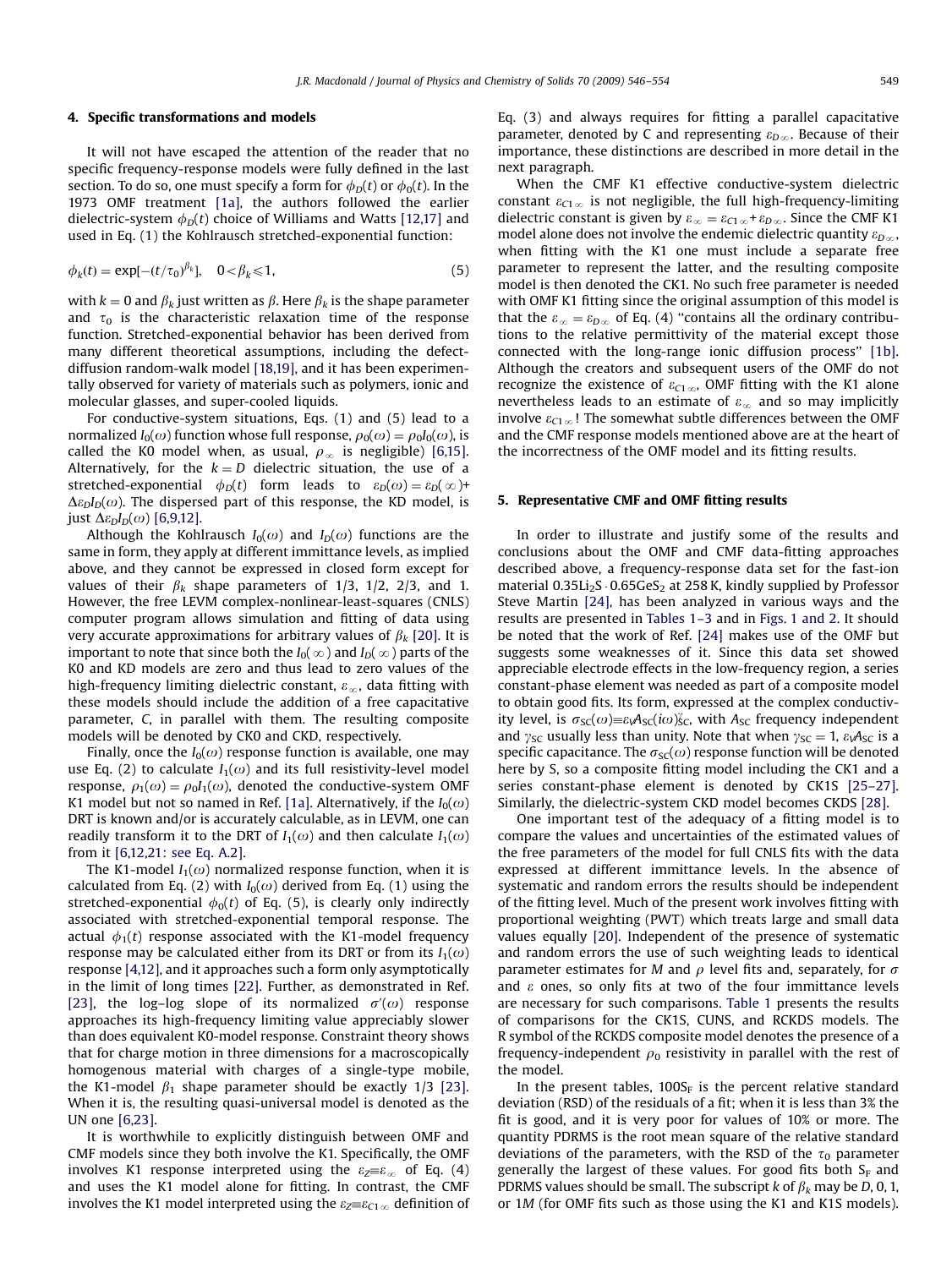## 4. Specific transformations and models

It will not have escaped the attention of the reader that no specific frequency-response models were fully defined in the last section. To do so, one must specify a form for $\phi_D(t)$ or $\phi_0(t)$. In the 1973 OMF treatment [1a], the authors followed the earlier dielectric-system $\phi_D(t)$ choice of Williams and Watts [12,17] and used in Eq. (1) the Kohlrausch stretched-exponential function:

$$\phi_k(t) = \exp[-(t/\tau_0)^{\beta_k}], \quad 0<\beta_k \leqslant 1, \tag{5}$$

with $k = 0$ and $\beta_k$ just written as $\beta$. Here $\beta_k$ is the shape parameter and $\tau_0$ is the characteristic relaxation time of the response function. Stretched-exponential behavior has been derived from many different theoretical assumptions, including the defect-diffusion random-walk model [18,19], and it has been experimentally observed for variety of materials such as polymers, ionic and molecular glasses, and super-cooled liquids.

For conductive-system situations, Eqs. (1) and (5) lead to a normalized $I_0(\omega)$ function whose full response, $\rho_0(\omega) = \rho_0 I_0(\omega)$, is called the K0 model when, as usual, $\rho_\infty$ is negligible) [6,15]. Alternatively, for the $k = D$ dielectric situation, the use of a stretched-exponential $\phi_D(t)$ form leads to $\varepsilon_D(\omega) = \varepsilon_D(\infty)+ \Delta\varepsilon_D I_D(\omega)$. The dispersed part of this response, the KD model, is just $\Delta\varepsilon_D I_D(\omega)$ [6,9,12].

Although the Kohlrausch $I_0(\omega)$ and $I_D(\omega)$ functions are the same in form, they apply at different immittance levels, as implied above, and they cannot be expressed in closed form except for values of their $\beta_k$ shape parameters of 1/3, 1/2, 2/3, and 1. However, the free LEVM complex-nonlinear-least-squares (CNLS) computer program allows simulation and fitting of data using very accurate approximations for arbitrary values of $\beta_k$ [20]. It is important to note that since both the $I_0(\infty)$ and $I_D(\infty)$ parts of the K0 and KD models are zero and thus lead to zero values of the high-frequency limiting dielectric constant, $\varepsilon_\infty$, data fitting with these models should include the addition of a free capacitative parameter, $C$, in parallel with them. The resulting composite models will be denoted by CK0 and CKD, respectively.

Finally, once the $I_0(\omega)$ response function is available, one may use Eq. (2) to calculate $I_1(\omega)$ and its full resistivity-level model response, $\rho_1(\omega) = \rho_0 I_1(\omega)$, denoted the conductive-system OMF K1 model but not so named in Ref. [1a]. Alternatively, if the $I_0(\omega)$ DRT is known and/or is accurately calculable, as in LEVM, one can readily transform it to the DRT of $I_1(\omega)$ and then calculate $I_1(\omega)$ from it [6,12,21: see Eq. A.2].

The K1-model $I_1(\omega)$ normalized response function, when it is calculated from Eq. (2) with $I_0(\omega)$ derived from Eq. (1) using the stretched-exponential $\phi_0(t)$ of Eq. (5), is clearly only indirectly associated with stretched-exponential temporal response. The actual $\phi_1(t)$ response associated with the K1-model frequency response may be calculated either from its DRT or from its $I_1(\omega)$ response [4,12], and it approaches such a form only asymptotically in the limit of long times [22]. Further, as demonstrated in Ref. [23], the log–log slope of its normalized $\sigma'(\omega)$ response approaches its high-frequency limiting value appreciably slower than does equivalent K0-model response. Constraint theory shows that for charge motion in three dimensions for a macroscopically homogenous material with charges of a single-type mobile, the K1-model $\beta_1$ shape parameter should be exactly 1/3 [23]. When it is, the resulting quasi-universal model is denoted as the UN one [6,23].

It is worthwhile to explicitly distinguish between OMF and CMF models since they both involve the K1. Specifically, the OMF involves K1 response interpreted using the $\varepsilon_Z \equiv \varepsilon_\infty$ of Eq. (4) and uses the K1 model alone for fitting. In contrast, the CMF involves the K1 model interpreted using the $\varepsilon_Z \equiv \varepsilon_{C1\infty}$ definition of Eq. (3) and always requires for fitting a parallel capacitative parameter, denoted by C and representing $\varepsilon_{D\infty}$. Because of their importance, these distinctions are described in more detail in the next paragraph.

When the CMF K1 effective conductive-system dielectric constant $\varepsilon_{C1\infty}$ is not negligible, the full high-frequency-limiting dielectric constant is given by $\varepsilon_\infty = \varepsilon_{C1\infty} + \varepsilon_{D\infty}$. Since the CMF K1 model alone does not involve the endemic dielectric quantity $\varepsilon_{D\infty}$, when fitting with the K1 one must include a separate free parameter to represent the latter, and the resulting composite model is then denoted the CK1. No such free parameter is needed with OMF K1 fitting since the original assumption of this model is that the $\varepsilon_\infty = \varepsilon_{D\infty}$ of Eq. (4) "contains all the ordinary contributions to the relative permittivity of the material except those connected with the long-range ionic diffusion process" [1b]. Although the creators and subsequent users of the OMF do not recognize the existence of $\varepsilon_{C1\infty}$, OMF fitting with the K1 alone nevertheless leads to an estimate of $\varepsilon_\infty$ and so may implicitly involve $\varepsilon_{C1\infty}$! The somewhat subtle differences between the OMF and the CMF response models mentioned above are at the heart of the incorrectness of the OMF model and its fitting results.

## 5. Representative CMF and OMF fitting results

In order to illustrate and justify some of the results and conclusions about the OMF and CMF data-fitting approaches described above, a frequency-response data set for the fast-ion material $0.35Li_2S \cdot 0.65GeS_2$ at 258 K, kindly supplied by Professor Steve Martin [24], has been analyzed in various ways and the results are presented in Tables 1–3 and in Figs. 1 and 2. It should be noted that the work of Ref. [24] makes use of the OMF but suggests some weaknesses of it. Since this data set showed appreciable electrode effects in the low-frequency region, a series constant-phase element was needed as part of a composite model to obtain good fits. Its form, expressed at the complex conductivity level, is $\sigma_{SC}(\omega) \equiv \varepsilon_V A_{SC}(i\omega)^{\gamma_{SC}}_{SC}$, with $A_{SC}$ frequency independent and $\gamma_{SC}$ usually less than unity. Note that when $\gamma_{SC} = 1$, $\varepsilon_V A_{SC}$ is a specific capacitance. The $\sigma_{SC}(\omega)$ response function will be denoted here by S, so a composite fitting model including the CK1 and a series constant-phase element is denoted by CK1S [25–27]. Similarly, the dielectric-system CKD model becomes CKDS [28].

One important test of the adequacy of a fitting model is to compare the values and uncertainties of the estimated values of the free parameters of the model for full CNLS fits with the data expressed at different immittance levels. In the absence of systematic and random errors the results should be independent of the fitting level. Much of the present work involves fitting with proportional weighting (PWT) which treats large and small data values equally [20]. Independent of the presence of systematic and random errors the use of such weighting leads to identical parameter estimates for $M$ and $\rho$ level fits and, separately, for $\sigma$ and $\varepsilon$ ones, so only fits at two of the four immittance levels are necessary for such comparisons. Table 1 presents the results of comparisons for the CK1S, CUNS, and RCKDS models. The R symbol of the RCKDS composite model denotes the presence of a frequency-independent $\rho_0$ resistivity in parallel with the rest of the model.

In the present tables, $100S_F$ is the percent relative standard deviation (RSD) of the residuals of a fit; when it is less than 3% the fit is good, and it is very poor for values of 10% or more. The quantity PDRMS is the root mean square of the relative standard deviations of the parameters, with the RSD of the $\tau_0$ parameter generally the largest of these values. For good fits both $S_F$ and PDRMS values should be small. The subscript $k$ of $\beta_k$ may be $D$, 0, 1, or 1$M$ (for OMF fits such as those using the K1 and K1S models).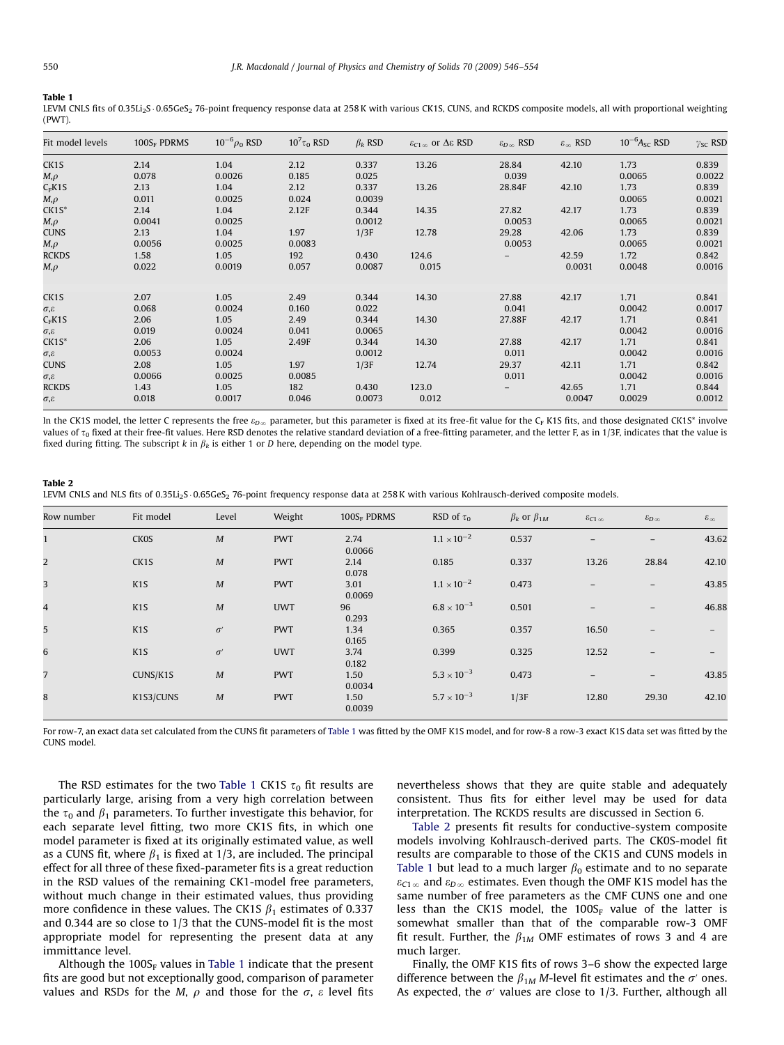**Table 1**
LEVM CNLS fits of $0.35Li_2S \cdot 0.65GeS_2$ 76-point frequency response data at 258 K with various CK1S, CUNS, and RCKDS composite models, all with proportional weighting (PWT).

| Fit model levels | $100S_F$ PDRMS | $10^{-6}\rho_0$ RSD | $10^7\tau_0$ RSD | $\beta_k$ RSD | $\varepsilon_{C1\infty}$ or $\Delta\varepsilon$ RSD | $\varepsilon_{D\infty}$ RSD | $\varepsilon_\infty$ RSD | $10^{-6}A_{SC}$ RSD | $\gamma_{SC}$ RSD |
|---|---|---|---|---|---|---|---|---|---|
| CK1S | 2.14 | 1.04 | 2.12 | 0.337 | 13.26 | 28.84 | 42.10 | 1.73 | 0.839 |
| $M,\rho$ | 0.078 | 0.0026 | 0.185 | 0.025 | | 0.039 | | 0.0065 | 0.0022 |
| $C_F$K1S | 2.13 | 1.04 | 2.12 | 0.337 | 13.26 | 28.84F | 42.10 | 1.73 | 0.839 |
| $M,\rho$ | 0.011 | 0.0025 | 0.024 | 0.0039 | | | | 0.0065 | 0.0021 |
| CK1S* | 2.14 | 1.04 | 2.12F | 0.344 | 14.35 | 27.82 | 42.17 | 1.73 | 0.839 |
| $M,\rho$ | 0.0041 | 0.0025 | | 0.0012 | | 0.0053 | | 0.0065 | 0.0021 |
| CUNS | 2.13 | 1.04 | 1.97 | 1/3F | 12.78 | 29.28 | 42.06 | 1.73 | 0.839 |
| $M,\rho$ | 0.0056 | 0.0025 | 0.0083 | | | 0.0053 | | 0.0065 | 0.0021 |
| RCKDS | 1.58 | 1.05 | 192 | 0.430 | 124.6 | – | 42.59 | 1.72 | 0.842 |
| $M,\rho$ | 0.022 | 0.0019 | 0.057 | 0.0087 | 0.015 | | 0.0031 | 0.0048 | 0.0016 |
| CK1S | 2.07 | 1.05 | 2.49 | 0.344 | 14.30 | 27.88 | 42.17 | 1.71 | 0.841 |
| $\sigma,\varepsilon$ | 0.068 | 0.0024 | 0.160 | 0.022 | | 0.041 | | 0.0042 | 0.0017 |
| $C_F$K1S | 2.06 | 1.05 | 2.49 | 0.344 | 14.30 | 27.88F | 42.17 | 1.71 | 0.841 |
| $\sigma,\varepsilon$ | 0.019 | 0.0024 | 0.041 | 0.0065 | | | | 0.0042 | 0.0016 |
| CK1S* | 2.06 | 1.05 | 2.49F | 0.344 | 14.30 | 27.88 | 42.17 | 1.71 | 0.841 |
| $\sigma,\varepsilon$ | 0.0053 | 0.0024 | | 0.0012 | | 0.011 | | 0.0042 | 0.0016 |
| CUNS | 2.08 | 1.05 | 1.97 | 1/3F | 12.74 | 29.37 | 42.11 | 1.71 | 0.842 |
| $\sigma,\varepsilon$ | 0.0066 | 0.0025 | 0.0085 | | | 0.011 | | 0.0042 | 0.0016 |
| RCKDS | 1.43 | 1.05 | 182 | 0.430 | 123.0 | – | 42.65 | 1.71 | 0.844 |
| $\sigma,\varepsilon$ | 0.018 | 0.0017 | 0.046 | 0.0073 | 0.012 | | 0.0047 | 0.0029 | 0.0012 |

In the CK1S model, the letter C represents the free $\varepsilon_{D\infty}$ parameter, but this parameter is fixed at its free-fit value for the $C_F$ K1S fits, and those designated CK1S* involve values of $\tau_0$ fixed at their free-fit values. Here RSD denotes the relative standard deviation of a free-fitting parameter, and the letter F, as in 1/3F, indicates that the value is fixed during fitting. The subscript $k$ in $\beta_k$ is either 1 or $D$ here, depending on the model type.

**Table 2**
LEVM CNLS and NLS fits of $0.35Li_2S \cdot 0.65GeS_2$ 76-point frequency response data at 258 K with various Kohlrausch-derived composite models.

| Row number | Fit model | Level | Weight | $100S_F$ PDRMS | RSD of $\tau_0$ | $\beta_k$ or $\beta_{1M}$ | $\varepsilon_{C1\infty}$ | $\varepsilon_{D\infty}$ | $\varepsilon_\infty$ |
|---|---|---|---|---|---|---|---|---|---|
| 1 | CK0S | $M$ | PWT | 2.74 0.0066 | $1.1\times10^{-2}$ | 0.537 | – | – | 43.62 |
| 2 | CK1S | $M$ | PWT | 2.14 0.078 | 0.185 | 0.337 | 13.26 | 28.84 | 42.10 |
| 3 | K1S | $M$ | PWT | 3.01 0.0069 | $1.1\times10^{-2}$ | 0.473 | – | – | 43.85 |
| 4 | K1S | $M$ | UWT | 96 0.293 | $6.8\times10^{-3}$ | 0.501 | – | – | 46.88 |
| 5 | K1S | $\sigma'$ | PWT | 1.34 0.165 | 0.365 | 0.357 | 16.50 | – | – |
| 6 | K1S | $\sigma'$ | UWT | 3.74 0.182 | 0.399 | 0.325 | 12.52 | – | – |
| 7 | CUNS/K1S | $M$ | PWT | 1.50 0.0034 | $5.3\times10^{-3}$ | 0.473 | – | – | 43.85 |
| 8 | K1S3/CUNS | $M$ | PWT | 1.50 0.0039 | $5.7\times10^{-3}$ | 1/3F | 12.80 | 29.30 | 42.10 |

For row-7, an exact data set calculated from the CUNS fit parameters of Table 1 was fitted by the OMF K1S model, and for row-8 a row-3 exact K1S data set was fitted by the CUNS model.

The RSD estimates for the two Table 1 CK1S $\tau_0$ fit results are particularly large, arising from a very high correlation between the $\tau_0$ and $\beta_1$ parameters. To further investigate this behavior, for each separate level fitting, two more CK1S fits, in which one model parameter is fixed at its originally estimated value, as well as a CUNS fit, where $\beta_1$ is fixed at 1/3, are included. The principal effect for all three of these fixed-parameter fits is a great reduction in the RSD values of the remaining CK1-model free parameters, without much change in their estimated values, thus providing more confidence in these values. The CK1S $\beta_1$ estimates of 0.337 and 0.344 are so close to 1/3 that the CUNS-model fit is the most appropriate model for representing the present data at any immittance level.

Although the $100S_F$ values in Table 1 indicate that the present fits are good but not exceptionally good, comparison of parameter values and RSDs for the $M$, $\rho$ and those for the $\sigma$, $\varepsilon$ level fits nevertheless shows that they are quite stable and adequately consistent. Thus fits for either level may be used for data interpretation. The RCKDS results are discussed in Section 6.

Table 2 presents fit results for conductive-system composite models involving Kohlrausch-derived parts. The CK0S-model fit results are comparable to those of the CK1S and CUNS models in Table 1 but lead to a much larger $\beta_0$ estimate and to no separate $\varepsilon_{C1\infty}$ and $\varepsilon_{D\infty}$ estimates. Even though the OMF K1S model has the same number of free parameters as the CMF CUNS one and one less than the CK1S model, the $100S_F$ value of the latter is somewhat smaller than that of the comparable row-3 OMF fit result. Further, the $\beta_{1M}$ OMF estimates of rows 3 and 4 are much larger.

Finally, the OMF K1S fits of rows 3–6 show the expected large difference between the $\beta_{1M}$ $M$-level fit estimates and the $\sigma'$ ones. As expected, the $\sigma'$ values are close to 1/3. Further, although all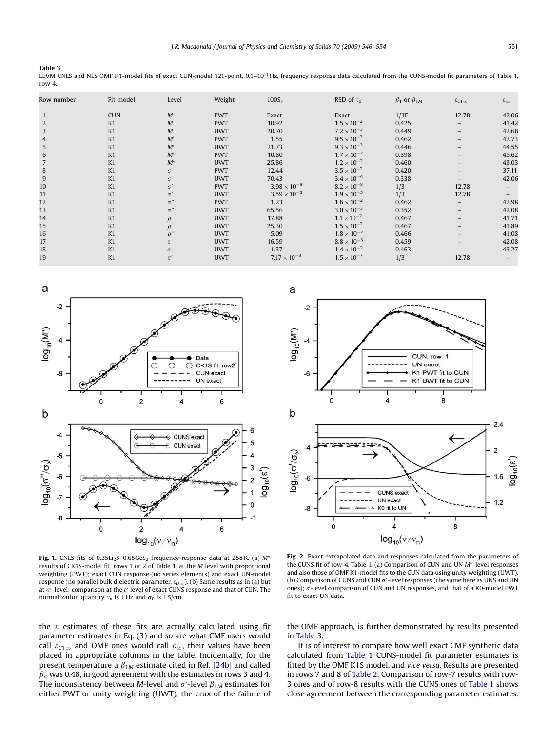**Table 3**
LEVM CNLS and NLS OMF K1-model fits of exact CUN-model 121-point, 0.1–$10^{11}$ Hz, frequency response data calculated from the CUNS-model fit parameters of Table 1, row 4.

| Row number | Fit model | Level | Weight | $100S_F$ | RSD of $\tau_0$ | $\beta_1$ or $\beta_{1M}$ | $\varepsilon_{C1\infty}$ | $\varepsilon_\infty$ |
|---|---|---|---|---|---|---|---|---|
| 1 | CUN | $M$ | PWT | Exact | Exact | 1/3F | 12.78 | 42.06 |
| 2 | K1 | $M$ | PWT | 10.92 | $1.5\times10^{-2}$ | 0.425 | – | 41.42 |
| 3 | K1 | $M$ | UWT | 20.70 | $7.2\times10^{-3}$ | 0.449 | – | 42.66 |
| 4 | K1 | $M'$ | PWT | 1.55 | $9.5\times10^{-3}$ | 0.462 | – | 42.73 |
| 5 | K1 | $M'$ | UWT | 21.73 | $9.3\times10^{-3}$ | 0.446 | – | 44.55 |
| 6 | K1 | $M''$ | PWT | 10.80 | $1.7\times10^{-2}$ | 0.398 | – | 45.62 |
| 7 | K1 | $M''$ | UWT | 25.86 | $1.2\times10^{-2}$ | 0.460 | – | 43.03 |
| 8 | K1 | $\sigma$ | PWT | 12.44 | $3.5\times10^{-2}$ | 0.420 | – | 37.11 |
| 9 | K1 | $\sigma$ | UWT | 70.43 | $3.4\times10^{-4}$ | 0.338 | – | 42.06 |
| 10 | K1 | $\sigma'$ | PWT | $3.98\times10^{-8}$ | $8.2\times10^{-8}$ | 1/3 | 12.78 | – |
| 11 | K1 | $\sigma'$ | UWT | $3.59\times10^{-6}$ | $1.9\times10^{-5}$ | 1/3 | 12.78 | – |
| 12 | K1 | $\sigma''$ | PWT | 1.23 | $1.6\times10^{-2}$ | 0.462 | – | 42.98 |
| 13 | K1 | $\sigma''$ | UWT | 65.56 | $3.0\times10^{-3}$ | 0.352 | – | 42.08 |
| 14 | K1 | $\rho$ | UWT | 17.88 | $1.1\times10^{-2}$ | 0.467 | – | 41.71 |
| 15 | K1 | $\rho'$ | UWT | 25.30 | $1.5\times10^{-2}$ | 0.467 | – | 41.89 |
| 16 | K1 | $\rho''$ | UWT | 5.09 | $1.8\times10^{-2}$ | 0.466 | – | 41.08 |
| 17 | K1 | $\varepsilon$ | UWT | 16.59 | $8.8\times10^{-3}$ | 0.459 | – | 42.08 |
| 18 | K1 | $\varepsilon'$ | UWT | 1.37 | $1.4\times10^{-2}$ | 0.463 | – | 43.27 |
| 19 | K1 | $\varepsilon''$ | UWT | $7.17\times10^{-8}$ | $1.5\times10^{-7}$ | 1/3 | 12.78 | – |

**Fig. 1.** CNLS fits of $0.35Li_2S\cdot0.65GeS_2$ frequency-response data at 258 K. (a) $M''$ results of CK1S-model fit, rows 1 or 2 of Table 1, at the $M$ level with proportional weighting (PWT); exact CUN response (no series elements) and exact UN-model response (no parallel bulk dielectric parameter, $\varepsilon_{D\infty}$). (b) Same results as in (a) but at $\sigma''$ level; comparison at the $\varepsilon'$ level of exact CUNS response and that of CUN. The normalization quantity $\nu_n$ is 1 Hz and $\sigma_0$ is 1 S/cm.

**Fig. 2.** Exact extrapolated data and responses calculated from the parameters of the CUNS fit of row-4, Table 1. (a) Comparison of CUN and UN $M''$-level responses and also those of OMF K1-model fits to the CUN data using unity weighting (UWT). (b) Comparison of CUNS and CUN $\sigma'$-level responses (the same here as UNS and UN ones); $\varepsilon'$-level comparison of CUN and UN responses, and that of a K0-model PWT fit to exact UN data.

the $\varepsilon$ estimates of these fits are actually calculated using fit parameter estimates in Eq. (3) and so are what CMF users would call $\varepsilon_{C1\infty}$ and OMF ones would call $\varepsilon_\infty$, their values have been placed in appropriate columns in the table. Incidentally, for the present temperature a $\beta_{1M}$ estimate cited in Ref. [24b] and called $\beta_\sigma$ was 0.48, in good agreement with the estimates in rows 3 and 4. The inconsistency between $M$-level and $\sigma'$-level $\beta_{1M}$ estimates for either PWT or unity weighting (UWT), the crux of the failure of the OMF approach, is further demonstrated by results presented in Table 3.

It is of interest to compare how well exact CMF synthetic data calculated from Table 1 CUNS-model fit parameter estimates is fitted by the OMF K1S model, and *vice versa*. Results are presented in rows 7 and 8 of Table 2. Comparison of row-7 results with row-3 ones and of row-8 results with the CUNS ones of Table 1 shows close agreement between the corresponding parameter estimates.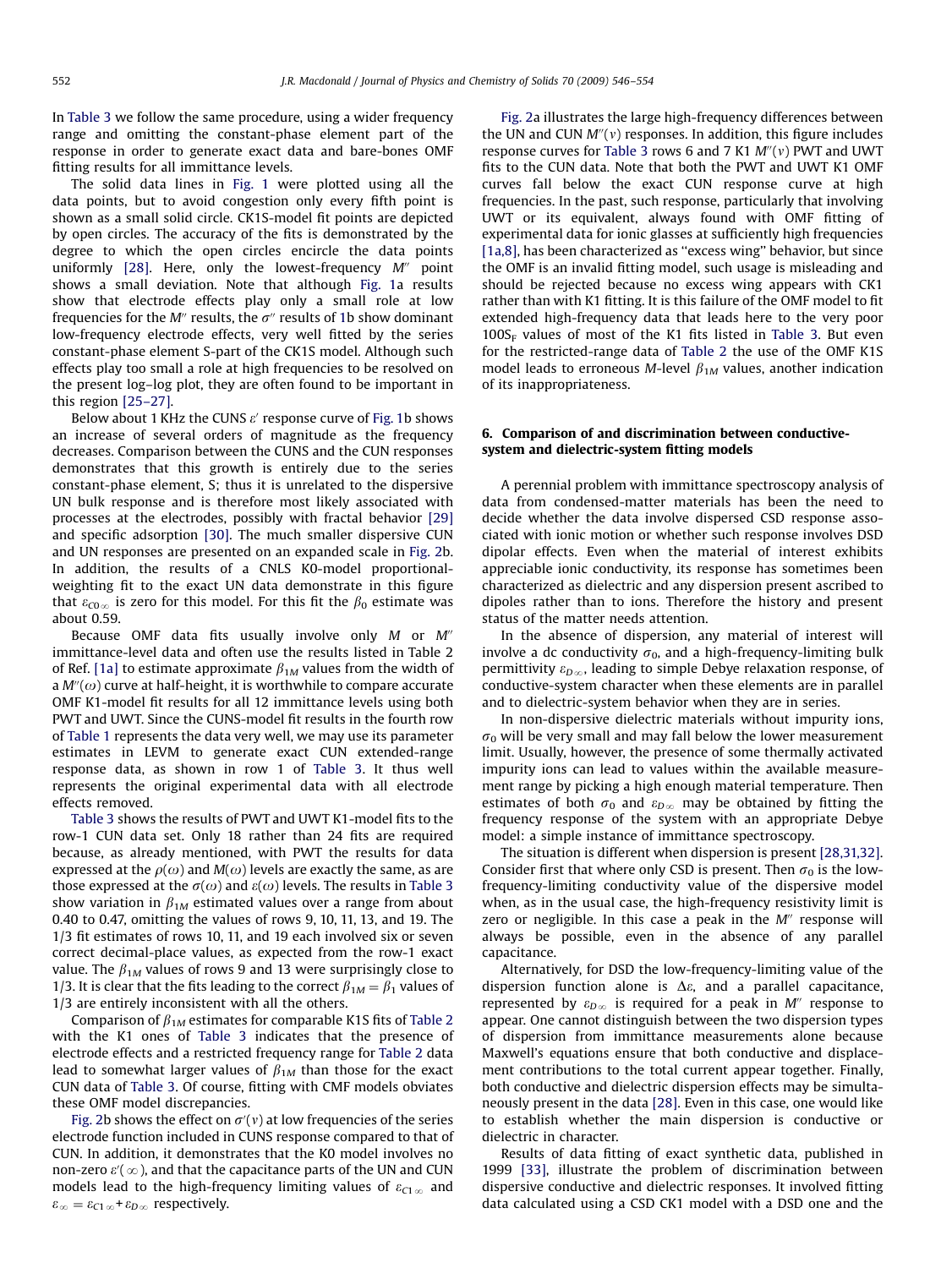In Table 3 we follow the same procedure, using a wider frequency range and omitting the constant-phase element part of the response in order to generate exact data and bare-bones OMF fitting results for all immittance levels.

The solid data lines in Fig. 1 were plotted using all the data points, but to avoid congestion only every fifth point is shown as a small solid circle. CK1S-model fit points are depicted by open circles. The accuracy of the fits is demonstrated by the degree to which the open circles encircle the data points uniformly [28]. Here, only the lowest-frequency $M''$ point shows a small deviation. Note that although Fig. 1a results show that electrode effects play only a small role at low frequencies for the $M''$ results, the $\sigma''$ results of 1b show dominant low-frequency electrode effects, very well fitted by the series constant-phase element S-part of the CK1S model. Although such effects play too small a role at high frequencies to be resolved on the present log–log plot, they are often found to be important in this region [25–27].

Below about 1 KHz the CUNS $\varepsilon'$ response curve of Fig. 1b shows an increase of several orders of magnitude as the frequency decreases. Comparison between the CUNS and the CUN responses demonstrates that this growth is entirely due to the series constant-phase element, S; thus it is unrelated to the dispersive UN bulk response and is therefore most likely associated with processes at the electrodes, possibly with fractal behavior [29] and specific adsorption [30]. The much smaller dispersive CUN and UN responses are presented on an expanded scale in Fig. 2b. In addition, the results of a CNLS K0-model proportional-weighting fit to the exact UN data demonstrate in this figure that $\varepsilon_{C0\infty}$ is zero for this model. For this fit the $\beta_0$ estimate was about 0.59.

Because OMF data fits usually involve only $M$ or $M''$ immittance-level data and often use the results listed in Table 2 of Ref. [1a] to estimate approximate $\beta_{1M}$ values from the width of a $M''(\omega)$ curve at half-height, it is worthwhile to compare accurate OMF K1-model fit results for all 12 immittance levels using both PWT and UWT. Since the CUNS-model fit results in the fourth row of Table 1 represents the data very well, we may use its parameter estimates in LEVM to generate exact CUN extended-range response data, as shown in row 1 of Table 3. It thus well represents the original experimental data with all electrode effects removed.

Table 3 shows the results of PWT and UWT K1-model fits to the row-1 CUN data set. Only 18 rather than 24 fits are required because, as already mentioned, with PWT the results for data expressed at the $\rho(\omega)$ and $M(\omega)$ levels are exactly the same, as are those expressed at the $\sigma(\omega)$ and $\varepsilon(\omega)$ levels. The results in Table 3 show variation in $\beta_{1M}$ estimated values over a range from about 0.40 to 0.47, omitting the values of rows 9, 10, 11, 13, and 19. The 1/3 fit estimates of rows 10, 11, and 19 each involved six or seven correct decimal-place values, as expected from the row-1 exact value. The $\beta_{1M}$ values of rows 9 and 13 were surprisingly close to 1/3. It is clear that the fits leading to the correct $\beta_{1M} = \beta_1$ values of 1/3 are entirely inconsistent with all the others.

Comparison of $\beta_{1M}$ estimates for comparable K1S fits of Table 2 with the K1 ones of Table 3 indicates that the presence of electrode effects and a restricted frequency range for Table 2 data lead to somewhat larger values of $\beta_{1M}$ than those for the exact CUN data of Table 3. Of course, fitting with CMF models obviates these OMF model discrepancies.

Fig. 2b shows the effect on $\sigma'(\nu)$ at low frequencies of the series electrode function included in CUNS response compared to that of CUN. In addition, it demonstrates that the K0 model involves no non-zero $\varepsilon'(\infty)$, and that the capacitance parts of the UN and CUN models lead to the high-frequency limiting values of $\varepsilon_{C1\infty}$ and $\varepsilon_\infty = \varepsilon_{C1\infty} + \varepsilon_{D\infty}$ respectively.

Fig. 2a illustrates the large high-frequency differences between the UN and CUN $M''(\nu)$ responses. In addition, this figure includes response curves for Table 3 rows 6 and 7 K1 $M''(\nu)$ PWT and UWT fits to the CUN data. Note that both the PWT and UWT K1 OMF curves fall below the exact CUN response curve at high frequencies. In the past, such response, particularly that involving UWT or its equivalent, always found with OMF fitting of experimental data for ionic glasses at sufficiently high frequencies [1a,8], has been characterized as "excess wing" behavior, but since the OMF is an invalid fitting model, such usage is misleading and should be rejected because no excess wing appears with CK1 rather than with K1 fitting. It is this failure of the OMF model to fit extended high-frequency data that leads here to the very poor $100S_F$ values of most of the K1 fits listed in Table 3. But even for the restricted-range data of Table 2 the use of the OMF K1S model leads to erroneous $M$-level $\beta_{1M}$ values, another indication of its inappropriateness.

## 6. Comparison of and discrimination between conductive-system and dielectric-system fitting models

A perennial problem with immittance spectroscopy analysis of data from condensed-matter materials has been the need to decide whether the data involve dispersed CSD response associated with ionic motion or whether such response involves DSD dipolar effects. Even when the material of interest exhibits appreciable ionic conductivity, its response has sometimes been characterized as dielectric and any dispersion present ascribed to dipoles rather than to ions. Therefore the history and present status of the matter needs attention.

In the absence of dispersion, any material of interest will involve a dc conductivity $\sigma_0$, and a high-frequency-limiting bulk permittivity $\varepsilon_{D\infty}$, leading to simple Debye relaxation response, of conductive-system character when these elements are in parallel and to dielectric-system behavior when they are in series.

In non-dispersive dielectric materials without impurity ions, $\sigma_0$ will be very small and may fall below the lower measurement limit. Usually, however, the presence of some thermally activated impurity ions can lead to values within the available measurement range by picking a high enough material temperature. Then estimates of both $\sigma_0$ and $\varepsilon_{D\infty}$ may be obtained by fitting the frequency response of the system with an appropriate Debye model: a simple instance of immittance spectroscopy.

The situation is different when dispersion is present [28,31,32]. Consider first that where only CSD is present. Then $\sigma_0$ is the low-frequency-limiting conductivity value of the dispersive model when, as in the usual case, the high-frequency resistivity limit is zero or negligible. In this case a peak in the $M''$ response will always be possible, even in the absence of any parallel capacitance.

Alternatively, for DSD the low-frequency-limiting value of the dispersion function alone is $\Delta\varepsilon$, and a parallel capacitance, represented by $\varepsilon_{D\infty}$ is required for a peak in $M''$ response to appear. One cannot distinguish between the two dispersion types of dispersion from immittance measurements alone because Maxwell's equations ensure that both conductive and displacement contributions to the total current appear together. Finally, both conductive and dielectric dispersion effects may be simultaneously present in the data [28]. Even in this case, one would like to establish whether the main dispersion is conductive or dielectric in character.

Results of data fitting of exact synthetic data, published in 1999 [33], illustrate the problem of discrimination between dispersive conductive and dielectric responses. It involved fitting data calculated using a CSD CK1 model with a DSD one and the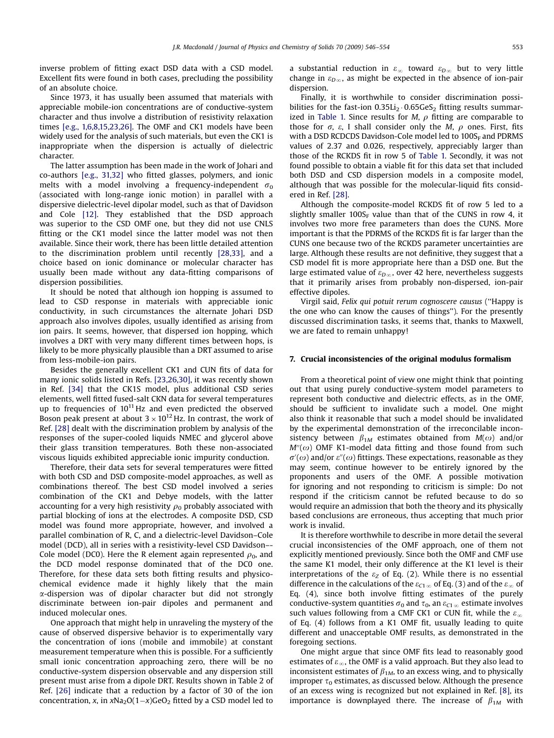inverse problem of fitting exact DSD data with a CSD model. Excellent fits were found in both cases, precluding the possibility of an absolute choice.

Since 1973, it has usually been assumed that materials with appreciable mobile-ion concentrations are of conductive-system character and thus involve a distribution of resistivity relaxation times [e.g., 1,6,8,15,23,26]. The OMF and CK1 models have been widely used for the analysis of such materials, but even the CK1 is inappropriate when the dispersion is actually of dielectric character.

The latter assumption has been made in the work of Johari and co-authors [e.g., 31,32] who fitted glasses, polymers, and ionic melts with a model involving a frequency-independent $\sigma_0$ (associated with long-range ionic motion) in parallel with a dispersive dielectric-level dipolar model, such as that of Davidson and Cole [12]. They established that the DSD approach was superior to the CSD OMF one, but they did not use CNLS fitting or the CK1 model since the latter model was not then available. Since their work, there has been little detailed attention to the discrimination problem until recently [28,33], and a choice based on ionic dominance or molecular character has usually been made without any data-fitting comparisons of dispersion possibilities.

It should be noted that although ion hopping is assumed to lead to CSD response in materials with appreciable ionic conductivity, in such circumstances the alternate Johari DSD approach also involves dipoles, usually identified as arising from ion pairs. It seems, however, that dispersed ion hopping, which involves a DRT with very many different times between hops, is likely to be more physically plausible than a DRT assumed to arise from less-mobile-ion pairs.

Besides the generally excellent CK1 and CUN fits of data for many ionic solids listed in Refs. [23,26,30], it was recently shown in Ref. [34] that the CK1S model, plus additional CSD series elements, well fitted fused-salt CKN data for several temperatures up to frequencies of $10^{11}$ Hz and even predicted the observed Boson peak present at about $3\times10^{12}$ Hz. In contrast, the work of Ref. [28] dealt with the discrimination problem by analysis of the responses of the super-cooled liquids NMEC and glycerol above their glass transition temperatures. Both these non-associated viscous liquids exhibited appreciable ionic impurity conduction.

Therefore, their data sets for several temperatures were fitted with both CSD and DSD composite-model approaches, as well as combinations thereof. The best CSD model involved a series combination of the CK1 and Debye models, with the latter accounting for a very high resistivity $\rho_0$ probably associated with partial blocking of ions at the electrodes. A composite DSD, CSD model was found more appropriate, however, and involved a parallel combination of R, C, and a dielectric-level Davidson–Cole model (DCD), all in series with a resistivity-level CSD Davidson–Cole model (DC0). Here the R element again represented $\rho_0$, and the DCD model response dominated that of the DC0 one. Therefore, for these data sets both fitting results and physicochemical evidence made it highly likely that the main α-dispersion was of dipolar character but did not strongly discriminate between ion-pair dipoles and permanent and induced molecular ones.

One approach that might help in unraveling the mystery of the cause of observed dispersive behavior is to experimentally vary the concentration of ions (mobile and immobile) at constant measurement temperature when this is possible. For a sufficiently small ionic concentration approaching zero, there will be no conductive-system dispersion observable and any dispersion still present must arise from a dipole DRT. Results shown in Table 2 of Ref. [26] indicate that a reduction by a factor of 30 of the ion concentration, $x$, in $x\mathrm{Na_2O}(1-x)\mathrm{GeO_2}$ fitted by a CSD model led to a substantial reduction in $\varepsilon_\infty$ toward $\varepsilon_{D\infty}$ but to very little change in $\varepsilon_{D\infty}$, as might be expected in the absence of ion-pair dispersion.

Finally, it is worthwhile to consider discrimination possibilities for the fast-ion $0.35\mathrm{Li_2}\cdot0.65\mathrm{GeS_2}$ fitting results summarized in Table 1. Since results for $M$, $\rho$ fitting are comparable to those for $\sigma$, $\varepsilon$, I shall consider only the $M$, $\rho$ ones. First, fits with a DSD RCDCDS Davidson-Cole model led to $100\mathrm{S_F}$ and PDRMS values of 2.37 and 0.026, respectively, appreciably larger than those of the RCKDS fit in row 5 of Table 1. Secondly, it was not found possible to obtain a viable fit for this data set that included both DSD and CSD dispersion models in a composite model, although that was possible for the molecular-liquid fits considered in Ref. [28].

Although the composite-model RCKDS fit of row 5 led to a slightly smaller $100\mathrm{S_F}$ value than that of the CUNS in row 4, it involves two more free parameters than does the CUNS. More important is that the PDRMS of the RCKDS fit is far larger than the CUNS one because two of the RCKDS parameter uncertainties are large. Although these results are not definitive, they suggest that a CSD model fit is more appropriate here than a DSD one. But the large estimated value of $\varepsilon_{D\infty}$, over 42 here, nevertheless suggests that it primarily arises from probably non-dispersed, ion-pair effective dipoles.

Virgil said, *Felix qui potuit rerum cognoscere causus* ("Happy is the one who can know the causes of things"). For the presently discussed discrimination tasks, it seems that, thanks to Maxwell, we are fated to remain unhappy!

## 7. Crucial inconsistencies of the original modulus formalism

From a theoretical point of view one might think that pointing out that using purely conductive-system model parameters to represent both conductive and dielectric effects, as in the OMF, should be sufficient to invalidate such a model. One might also think it reasonable that such a model should be invalidated by the experimental demonstration of the irreconcilable inconsistency between $\beta_{1M}$ estimates obtained from $M(\omega)$ and/or $M''(\omega)$ OMF K1-model data fitting and those found from such $\sigma'(\omega)$ and/or $\varepsilon''(\omega)$ fittings. These expectations, reasonable as they may seem, continue however to be entirely ignored by the proponents and users of the OMF. A possible motivation for ignoring and not responding to criticism is simple: Do not respond if the criticism cannot be refuted because to do so would require an admission that both the theory and its physically based conclusions are erroneous, thus accepting that much prior work is invalid.

It is therefore worthwhile to describe in more detail the several crucial inconsistencies of the OMF approach, one of them not explicitly mentioned previously. Since both the OMF and CMF use the same K1 model, their only difference at the K1 level is their interpretations of the $\varepsilon_Z$ of Eq. (2). While there is no essential difference in the calculations of the $\varepsilon_{C1\infty}$ of Eq. (3) and of the $\varepsilon_\infty$ of Eq. (4), since both involve fitting estimates of the purely conductive-system quantities $\sigma_0$ and $\tau_0$, an $\varepsilon_{C1\infty}$ estimate involves such values following from a CMF CK1 or CUN fit, while the $\varepsilon_\infty$ of Eq. (4) follows from a K1 OMF fit, usually leading to quite different and unacceptable OMF results, as demonstrated in the foregoing sections.

One might argue that since OMF fits lead to reasonably good estimates of $\varepsilon_\infty$, the OMF is a valid approach. But they also lead to inconsistent estimates of $\beta_{1M}$, to an excess wing, and to physically improper $\tau_0$ estimates, as discussed below. Although the presence of an excess wing is recognized but not explained in Ref. [8], its importance is downplayed there. The increase of $\beta_{1M}$ with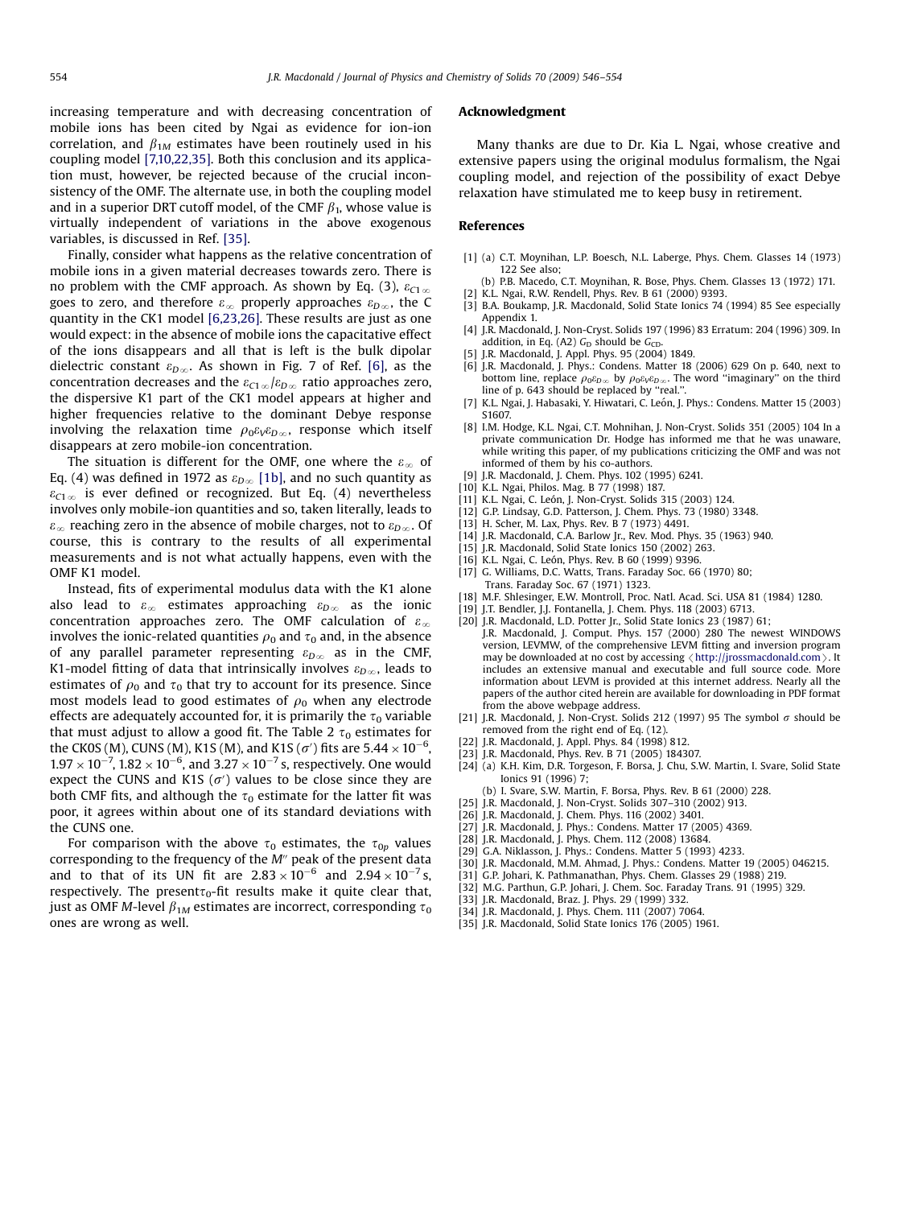increasing temperature and with decreasing concentration of mobile ions has been cited by Ngai as evidence for ion-ion correlation, and $\beta_{1M}$ estimates have been routinely used in his coupling model [7,10,22,35]. Both this conclusion and its application must, however, be rejected because of the crucial inconsistency of the OMF. The alternate use, in both the coupling model and in a superior DRT cutoff model, of the CMF $\beta_1$, whose value is virtually independent of variations in the above exogenous variables, is discussed in Ref. [35].

Finally, consider what happens as the relative concentration of mobile ions in a given material decreases towards zero. There is no problem with the CMF approach. As shown by Eq. (3), $\varepsilon_{C1\infty}$ goes to zero, and therefore $\varepsilon_\infty$ properly approaches $\varepsilon_{D\infty}$, the C quantity in the CK1 model [6,23,26]. These results are just as one would expect: in the absence of mobile ions the capacitative effect of the ions disappears and all that is left is the bulk dipolar dielectric constant $\varepsilon_{D\infty}$. As shown in Fig. 7 of Ref. [6], as the concentration decreases and the $\varepsilon_{C1\infty}/\varepsilon_{D\infty}$ ratio approaches zero, the dispersive K1 part of the CK1 model appears at higher and higher frequencies relative to the dominant Debye response involving the relaxation time $\rho_0\varepsilon_V\varepsilon_{D\infty}$, response which itself disappears at zero mobile-ion concentration.

The situation is different for the OMF, one where the $\varepsilon_\infty$ of Eq. (4) was defined in 1972 as $\varepsilon_{D\infty}$ [1b], and no such quantity as $\varepsilon_{C1\infty}$ is ever defined or recognized. But Eq. (4) nevertheless involves only mobile-ion quantities and so, taken literally, leads to $\varepsilon_\infty$ reaching zero in the absence of mobile charges, not to $\varepsilon_{D\infty}$. Of course, this is contrary to the results of all experimental measurements and is not what actually happens, even with the OMF K1 model.

Instead, fits of experimental modulus data with the K1 alone also lead to $\varepsilon_\infty$ estimates approaching $\varepsilon_{D\infty}$ as the ionic concentration approaches zero. The OMF calculation of $\varepsilon_\infty$ involves the ionic-related quantities $\rho_0$ and $\tau_0$ and, in the absence of any parallel parameter representing $\varepsilon_{D\infty}$ as in the CMF, K1-model fitting of data that intrinsically involves $\varepsilon_{D\infty}$, leads to estimates of $\rho_0$ and $\tau_0$ that try to account for its presence. Since most models lead to good estimates of $\rho_0$ when any electrode effects are adequately accounted for, it is primarily the $\tau_0$ variable that must adjust to allow a good fit. The Table 2 $\tau_0$ estimates for the CK0S (M), CUNS (M), K1S (M), and K1S ($\sigma'$) fits are $5.44\times10^{-6}$, $1.97\times10^{-7}$, $1.82\times10^{-6}$, and $3.27\times10^{-7}$ s, respectively. One would expect the CUNS and K1S ($\sigma'$) values to be close since they are both CMF fits, and although the $\tau_0$ estimate for the latter fit was poor, it agrees within about one of its standard deviations with the CUNS one.

For comparison with the above $\tau_0$ estimates, the $\tau_{0p}$ values corresponding to the frequency of the $M''$ peak of the present data and to that of its UN fit are $2.83\times10^{-6}$ and $2.94\times10^{-7}$ s, respectively. The present $\tau_0$-fit results make it quite clear that, just as OMF *M*-level $\beta_{1M}$ estimates are incorrect, corresponding $\tau_0$ ones are wrong as well.

## Acknowledgment

Many thanks are due to Dr. Kia L. Ngai, whose creative and extensive papers using the original modulus formalism, the Ngai coupling model, and rejection of the possibility of exact Debye relaxation have stimulated me to keep busy in retirement.

## References

[1] (a) C.T. Moynihan, L.P. Boesch, N.L. Laberge, Phys. Chem. Glasses 14 (1973) 122 See also;
(b) P.B. Macedo, C.T. Moynihan, R. Bose, Phys. Chem. Glasses 13 (1972) 171.

[2] K.L. Ngai, R.W. Rendell, Phys. Rev. B 61 (2000) 9393.

[3] B.A. Boukamp, J.R. Macdonald, Solid State Ionics 74 (1994) 85 See especially Appendix 1.

[4] J.R. Macdonald, J. Non-Cryst. Solids 197 (1996) 83 Erratum: 204 (1996) 309. In addition, in Eq. (A2) $G_D$ should be $G_{CD}$.

[5] J.R. Macdonald, J. Appl. Phys. 95 (2004) 1849.

[6] J.R. Macdonald, J. Phys.: Condens. Matter 18 (2006) 629 On p. 640, next to bottom line, replace $\rho_0\varepsilon_{D\infty}$ by $\rho_0\varepsilon_V\varepsilon_{D\infty}$. The word "imaginary" on the third line of p. 643 should be replaced by "real.".

[7] K.L. Ngai, J. Habasaki, Y. Hiwatari, C. León, J. Phys.: Condens. Matter 15 (2003) S1607.

[8] I.M. Hodge, K.L. Ngai, C.T. Mohnihan, J. Non-Cryst. Solids 351 (2005) 104 In a private communication Dr. Hodge has informed me that he was unaware, while writing this paper, of my publications criticizing the OMF and was not informed of them by his co-authors.

[9] J.R. Macdonald, J. Chem. Phys. 102 (1995) 6241.

[10] K.L. Ngai, Philos. Mag. B 77 (1998) 187.

[11] K.L. Ngai, C. León, J. Non-Cryst. Solids 315 (2003) 124.

[12] G.P. Lindsay, G.D. Patterson, J. Chem. Phys. 73 (1980) 3348.

[13] H. Scher, M. Lax, Phys. Rev. B 7 (1973) 4491.

[14] J.R. Macdonald, C.A. Barlow Jr., Rev. Mod. Phys. 35 (1963) 940.

[15] J.R. Macdonald, Solid State Ionics 150 (2002) 263.

[16] K.L. Ngai, C. León, Phys. Rev. B 60 (1999) 9396.

[17] G. Williams, D.C. Watts, Trans. Faraday Soc. 66 (1970) 80;
Trans. Faraday Soc. 67 (1971) 1323.

[18] M.F. Shlesinger, E.W. Montroll, Proc. Natl. Acad. Sci. USA 81 (1984) 1280.

[19] J.T. Bendler, J.J. Fontanella, J. Chem. Phys. 118 (2003) 6713.

[20] J.R. Macdonald, L.D. Potter Jr., Solid State Ionics 23 (1987) 61;
J.R. Macdonald, J. Comput. Phys. 157 (2000) 280 The newest WINDOWS version, LEVMW, of the comprehensive LEVM fitting and inversion program may be downloaded at no cost by accessing ⟨http://jrossmacdonald.com⟩. It includes an extensive manual and executable and full source code. More information about LEVM is provided at this internet address. Nearly all the papers of the author cited herein are available for downloading in PDF format from the above webpage address.

[21] J.R. Macdonald, J. Non-Cryst. Solids 212 (1997) 95 The symbol $\sigma$ should be removed from the right end of Eq. (12).

[22] J.R. Macdonald, J. Appl. Phys. 84 (1998) 812.

[23] J.R. Macdonald, Phys. Rev. B 71 (2005) 184307.

[24] (a) K.H. Kim, D.R. Torgeson, F. Borsa, J. Chu, S.W. Martin, I. Svare, Solid State Ionics 91 (1996) 7;
(b) I. Svare, S.W. Martin, F. Borsa, Phys. Rev. B 61 (2000) 228.

[25] J.R. Macdonald, J. Non-Cryst. Solids 307–310 (2002) 913.

[26] J.R. Macdonald, J. Chem. Phys. 116 (2002) 3401.

[27] J.R. Macdonald, J. Phys.: Condens. Matter 17 (2005) 4369.

[28] J.R. Macdonald, J. Phys. Chem. 112 (2008) 13684.

[29] G.A. Niklasson, J. Phys.: Condens. Matter 5 (1993) 4233.

[30] J.R. Macdonald, M.M. Ahmad, J. Phys.: Condens. Matter 19 (2005) 046215.

[31] G.P. Johari, K. Pathmanathan, Phys. Chem. Glasses 29 (1988) 219.

[32] M.G. Parthun, G.P. Johari, J. Chem. Soc. Faraday Trans. 91 (1995) 329.

[33] J.R. Macdonald, Braz. J. Phys. 29 (1999) 332.

[34] J.R. Macdonald, J. Phys. Chem. 111 (2007) 7064.

[35] J.R. Macdonald, Solid State Ionics 176 (2005) 1961.